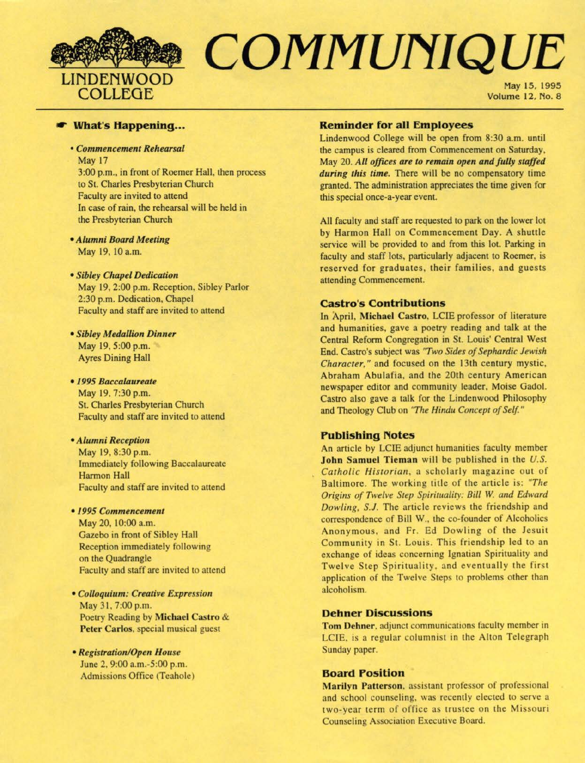# COMMUNIQUE

LINDENWOOD COLLEGE

May 15, 1995
Volume 12, No. 8

## What's Happening...

- ***Commencement Rehearsal***
  May 17
  3:00 p.m., in front of Roemer Hall, then process to St. Charles Presbyterian Church
  Faculty are invited to attend
  In case of rain, the rehearsal will be held in the Presbyterian Church

- ***Alumni Board Meeting***
  May 19, 10 a.m.

- ***Sibley Chapel Dedication***
  May 19, 2:00 p.m. Reception, Sibley Parlor
  2:30 p.m. Dedication, Chapel
  Faculty and staff are invited to attend

- ***Sibley Medallion Dinner***
  May 19, 5:00 p.m.
  Ayres Dining Hall

- ***1995 Baccalaureate***
  May 19, 7:30 p.m.
  St. Charles Presbyterian Church
  Faculty and staff are invited to attend

- ***Alumni Reception***
  May 19, 8:30 p.m.
  Immediately following Baccalaureate
  Harmon Hall
  Faculty and staff are invited to attend

- ***1995 Commencement***
  May 20, 10:00 a.m.
  Gazebo in front of Sibley Hall
  Reception immediately following on the Quadrangle
  Faculty and staff are invited to attend

- ***Colloquium: Creative Expression***
  May 31, 7:00 p.m.
  Poetry Reading by **Michael Castro** & **Peter Carlos**, special musical guest

- ***Registration/Open House***
  June 2, 9:00 a.m.-5:00 p.m.
  Admissions Office (Teahole)

## Reminder for all Employees

Lindenwood College will be open from 8:30 a.m. until the campus is cleared from Commencement on Saturday, May 20. ***All offices are to remain open and fully staffed during this time.*** There will be no compensatory time granted. The administration appreciates the time given for this special once-a-year event.

All faculty and staff are requested to park on the lower lot by Harmon Hall on Commencement Day. A shuttle service will be provided to and from this lot. Parking in faculty and staff lots, particularly adjacent to Roemer, is reserved for graduates, their families, and guests attending Commencement.

## Castro's Contributions

In April, **Michael Castro**, LCIE professor of literature and humanities, gave a poetry reading and talk at the Central Reform Congregation in St. Louis' Central West End. Castro's subject was *"Two Sides of Sephardic Jewish Character,"* and focused on the 13th century mystic, Abraham Abulafia, and the 20th century American newspaper editor and community leader, Moise Gadol. Castro also gave a talk for the Lindenwood Philosophy and Theology Club on *"The Hindu Concept of Self."*

## Publishing Notes

An article by LCIE adjunct humanities faculty member **John Samuel Tieman** will be published in the *U.S. Catholic Historian*, a scholarly magazine out of Baltimore. The working title of the article is: *"The Origins of Twelve Step Spirituality: Bill W. and Edward Dowling, S.J.* The article reviews the friendship and correspondence of Bill W., the co-founder of Alcoholics Anonymous, and Fr. Ed Dowling of the Jesuit Community in St. Louis. This friendship led to an exchange of ideas concerning Ignatian Spirituality and Twelve Step Spirituality, and eventually the first application of the Twelve Steps to problems other than alcoholism.

## Dehner Discussions

**Tom Dehner**, adjunct communications faculty member in LCIE, is a regular columnist in the Alton Telegraph Sunday paper.

## Board Position

**Marilyn Patterson**, assistant professor of professional and school counseling, was recently elected to serve a two-year term of office as trustee on the Missouri Counseling Association Executive Board.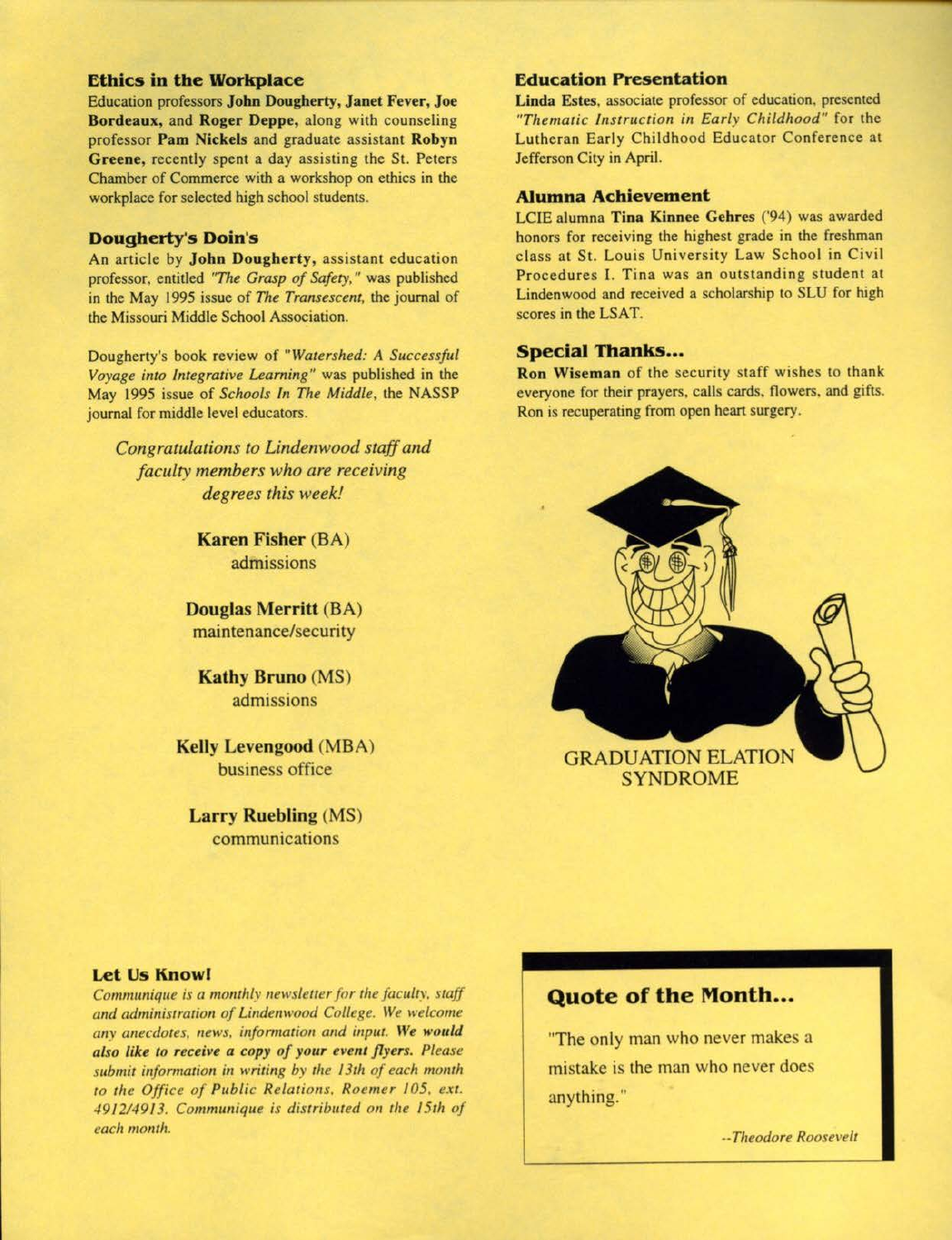### Ethics in the Workplace

Education professors **John Dougherty, Janet Fever, Joe Bordeaux,** and **Roger Deppe,** along with counseling professor **Pam Nickels** and graduate assistant **Robyn Greene,** recently spent a day assisting the St. Peters Chamber of Commerce with a workshop on ethics in the workplace for selected high school students.

### Dougherty's Doin's

An article by **John Dougherty,** assistant education professor, entitled *"The Grasp of Safety,"* was published in the May 1995 issue of *The Transescent,* the journal of the Missouri Middle School Association.

Dougherty's book review of *"Watershed: A Successful Voyage into Integrative Learning"* was published in the May 1995 issue of *Schools In The Middle,* the NASSP journal for middle level educators.

*Congratulations to Lindenwood staff and faculty members who are receiving degrees this week!*

**Karen Fisher** (BA)
admissions

**Douglas Merritt** (BA)
maintenance/security

**Kathy Bruno** (MS)
admissions

**Kelly Levengood** (MBA)
business office

**Larry Ruebling** (MS)
communications

### Education Presentation

**Linda Estes,** associate professor of education, presented *"Thematic Instruction in Early Childhood"* for the Lutheran Early Childhood Educator Conference at Jefferson City in April.

### Alumna Achievement

LCIE alumna **Tina Kinnee Gehres** ('94) was awarded honors for receiving the highest grade in the freshman class at St. Louis University Law School in Civil Procedures I. Tina was an outstanding student at Lindenwood and received a scholarship to SLU for high scores in the LSAT.

### Special Thanks...

**Ron Wiseman** of the security staff wishes to thank everyone for their prayers, calls cards, flowers, and gifts. Ron is recuperating from open heart surgery.

GRADUATION ELATION SYNDROME

### Let Us Know!

*Communique is a monthly newsletter for the faculty, staff and administration of Lindenwood College. We welcome any anecdotes, news, information and input.* ***We would also like to receive a copy of your event flyers.*** *Please submit information in writing by the 13th of each month to the Office of Public Relations, Roemer 105, ext. 4912/4913. Communique is distributed on the 15th of each month.*

### Quote of the Month...

"The only man who never makes a mistake is the man who never does anything."

*--Theodore Roosevelt*